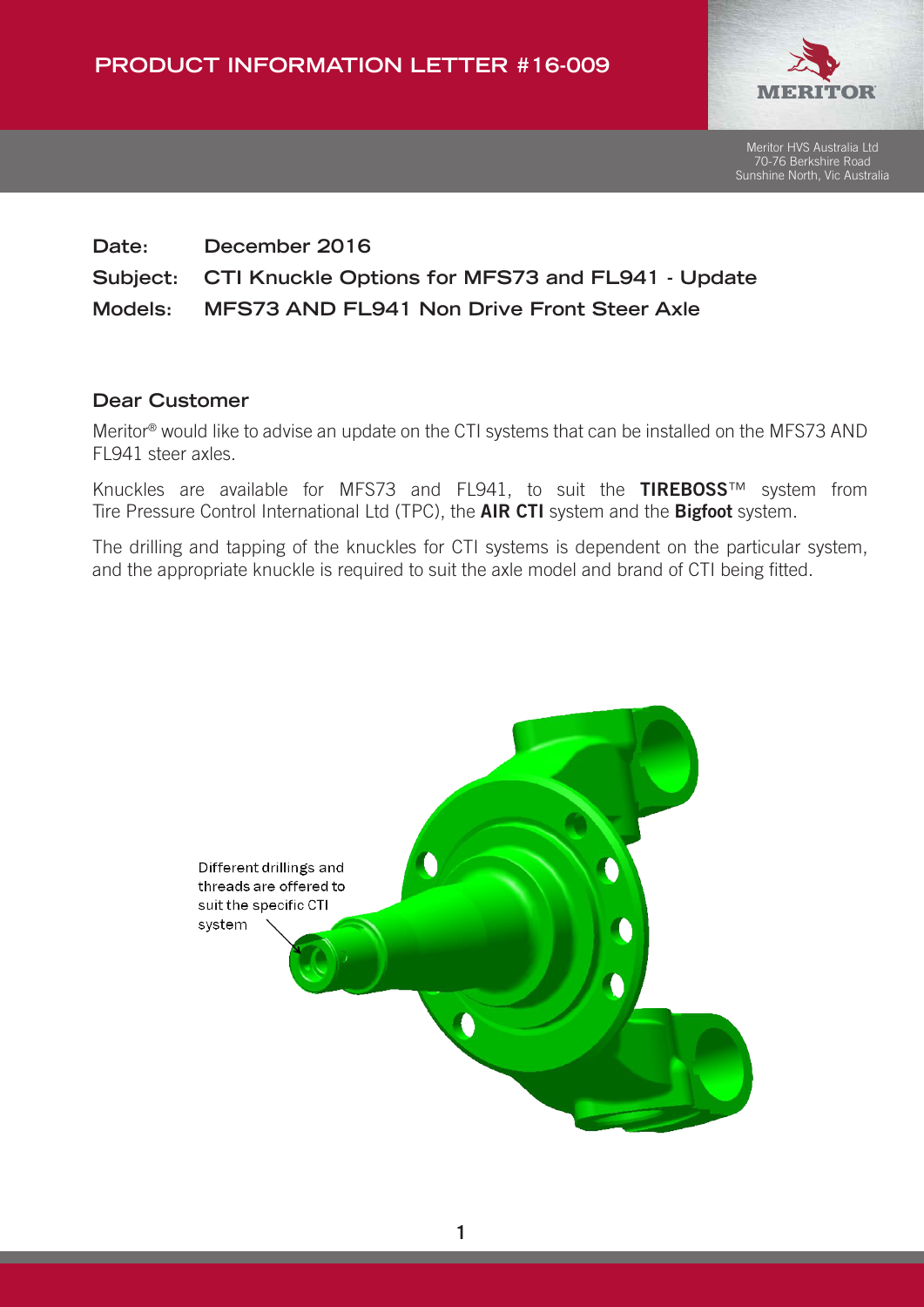# PRODUCT INFORMATION LETTER #16-009

Meritor HVS Australia Ltd
70-76 Berkshire Road
Sunshine North, Vic Australia

**Date:** December 2016

**Subject:** CTI Knuckle Options for MFS73 and FL941 - Update

**Models:** MFS73 AND FL941 Non Drive Front Steer Axle

## Dear Customer

Meritor® would like to advise an update on the CTI systems that can be installed on the MFS73 AND FL941 steer axles.

Knuckles are available for MFS73 and FL941, to suit the **TIREBOSS**™ system from Tire Pressure Control International Ltd (TPC), the **AIR CTI** system and the **Bigfoot** system.

The drilling and tapping of the knuckles for CTI systems is dependent on the particular system, and the appropriate knuckle is required to suit the axle model and brand of CTI being fitted.

Different drillings and threads are offered to suit the specific CTI system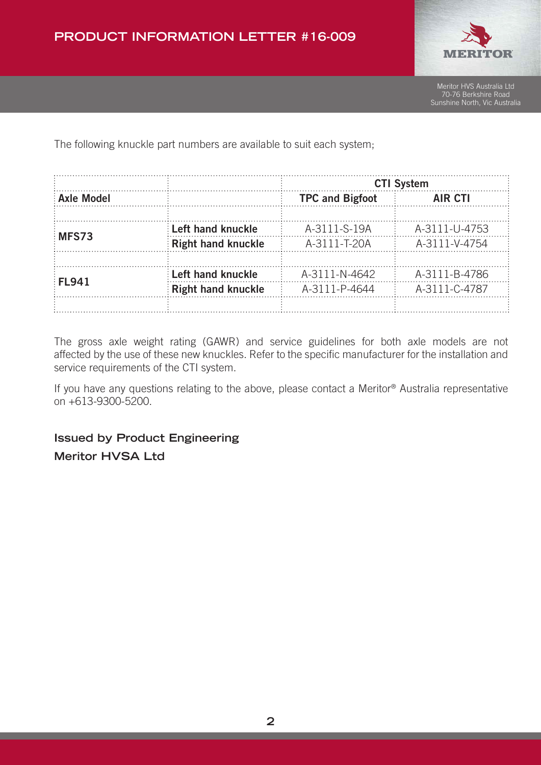The following knuckle part numbers are available to suit each system;

| | | CTI System | |
|---|---|---|---|
| **Axle Model** | | **TPC and Bigfoot** | **AIR CTI** |
| **MFS73** | **Left hand knuckle** | A-3111-S-19A | A-3111-U-4753 |
| | **Right hand knuckle** | A-3111-T-20A | A-3111-V-4754 |
| **FL941** | **Left hand knuckle** | A-3111-N-4642 | A-3111-B-4786 |
| | **Right hand knuckle** | A-3111-P-4644 | A-3111-C-4787 |

The gross axle weight rating (GAWR) and service guidelines for both axle models are not affected by the use of these new knuckles. Refer to the specific manufacturer for the installation and service requirements of the CTI system.

If you have any questions relating to the above, please contact a Meritor® Australia representative on +613-9300-5200.

**Issued by Product Engineering**

**Meritor HVSA Ltd**